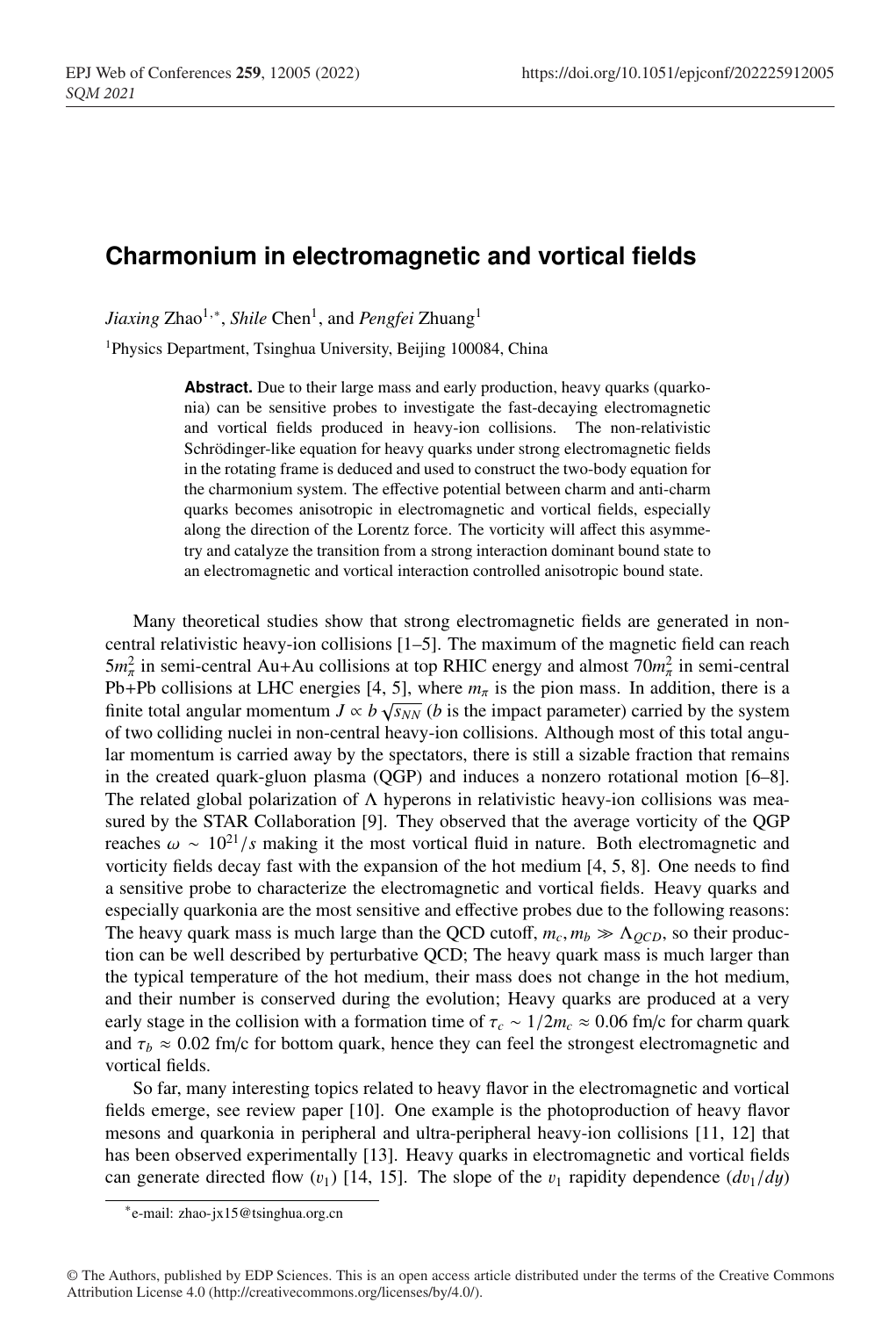# Charmonium in electromagnetic and vortical fields

*Jiaxing* Zhao[1,*], *Shile* Chen[1], and *Pengfei* Zhuang[1]

[1]Physics Department, Tsinghua University, Beijing 100084, China

**Abstract.** Due to their large mass and early production, heavy quarks (quarkonia) can be sensitive probes to investigate the fast-decaying electromagnetic and vortical fields produced in heavy-ion collisions. The non-relativistic Schrödinger-like equation for heavy quarks under strong electromagnetic fields in the rotating frame is deduced and used to construct the two-body equation for the charmonium system. The effective potential between charm and anti-charm quarks becomes anisotropic in electromagnetic and vortical fields, especially along the direction of the Lorentz force. The vorticity will affect this asymmetry and catalyze the transition from a strong interaction dominant bound state to an electromagnetic and vortical interaction controlled anisotropic bound state.

Many theoretical studies show that strong electromagnetic fields are generated in non-central relativistic heavy-ion collisions [1–5]. The maximum of the magnetic field can reach $5m_\pi^2$ in semi-central Au+Au collisions at top RHIC energy and almost $70m_\pi^2$ in semi-central Pb+Pb collisions at LHC energies [4, 5], where $m_\pi$ is the pion mass. In addition, there is a finite total angular momentum $J \propto b\sqrt{s_{NN}}$ ($b$ is the impact parameter) carried by the system of two colliding nuclei in non-central heavy-ion collisions. Although most of this total angular momentum is carried away by the spectators, there is still a sizable fraction that remains in the created quark-gluon plasma (QGP) and induces a nonzero rotational motion [6–8]. The related global polarization of $\Lambda$ hyperons in relativistic heavy-ion collisions was measured by the STAR Collaboration [9]. They observed that the average vorticity of the QGP reaches $\omega \sim 10^{21}/s$ making it the most vortical fluid in nature. Both electromagnetic and vorticity fields decay fast with the expansion of the hot medium [4, 5, 8]. One needs to find a sensitive probe to characterize the electromagnetic and vortical fields. Heavy quarks and especially quarkonia are the most sensitive and effective probes due to the following reasons: The heavy quark mass is much large than the QCD cutoff, $m_c, m_b \gg \Lambda_{QCD}$, so their production can be well described by perturbative QCD; The heavy quark mass is much larger than the typical temperature of the hot medium, their mass does not change in the hot medium, and their number is conserved during the evolution; Heavy quarks are produced at a very early stage in the collision with a formation time of $\tau_c \sim 1/2m_c \approx 0.06$ fm/c for charm quark and $\tau_b \approx 0.02$ fm/c for bottom quark, hence they can feel the strongest electromagnetic and vortical fields.

So far, many interesting topics related to heavy flavor in the electromagnetic and vortical fields emerge, see review paper [10]. One example is the photoproduction of heavy flavor mesons and quarkonia in peripheral and ultra-peripheral heavy-ion collisions [11, 12] that has been observed experimentally [13]. Heavy quarks in electromagnetic and vortical fields can generate directed flow ($v_1$) [14, 15]. The slope of the $v_1$ rapidity dependence ($dv_1/dy$)

*e-mail: zhao-jx15@tsinghua.org.cn

© The Authors, published by EDP Sciences. This is an open access article distributed under the terms of the Creative Commons Attribution License 4.0 (http://creativecommons.org/licenses/by/4.0/).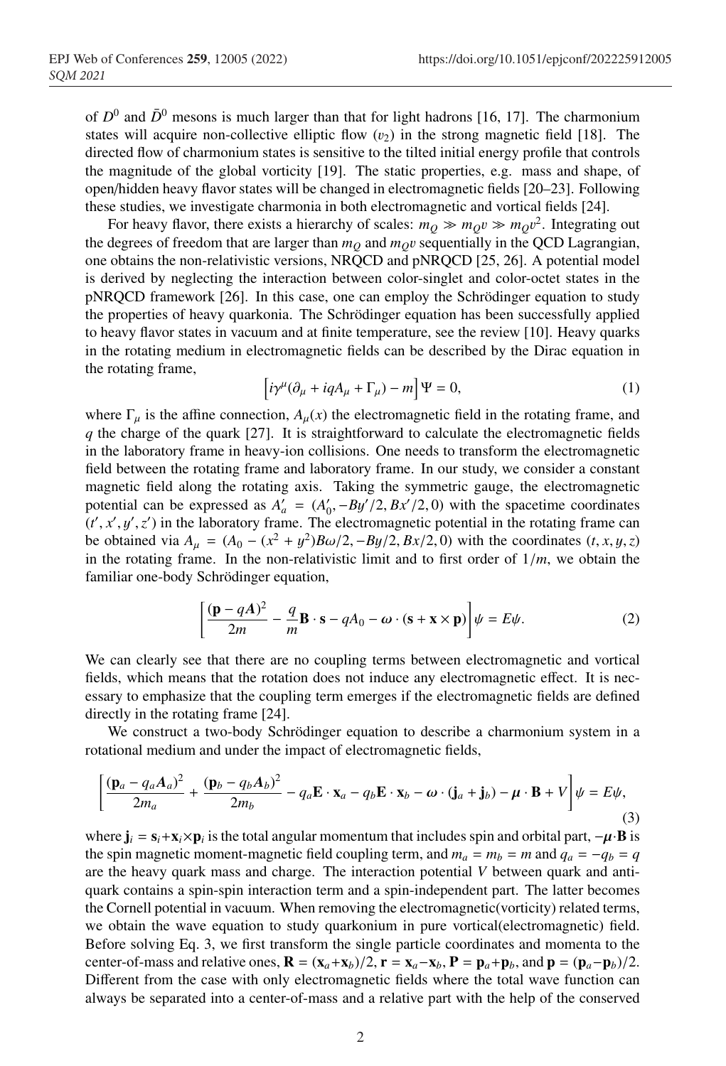of $D^0$ and $\bar{D}^0$ mesons is much larger than that for light hadrons [16, 17]. The charmonium states will acquire non-collective elliptic flow ($v_2$) in the strong magnetic field [18]. The directed flow of charmonium states is sensitive to the tilted initial energy profile that controls the magnitude of the global vorticity [19]. The static properties, e.g. mass and shape, of open/hidden heavy flavor states will be changed in electromagnetic fields [20–23]. Following these studies, we investigate charmonia in both electromagnetic and vortical fields [24].

For heavy flavor, there exists a hierarchy of scales: $m_Q \gg m_Q v \gg m_Q v^2$. Integrating out the degrees of freedom that are larger than $m_Q$ and $m_Q v$ sequentially in the QCD Lagrangian, one obtains the non-relativistic versions, NRQCD and pNRQCD [25, 26]. A potential model is derived by neglecting the interaction between color-singlet and color-octet states in the pNRQCD framework [26]. In this case, one can employ the Schrödinger equation to study the properties of heavy quarkonia. The Schrödinger equation has been successfully applied to heavy flavor states in vacuum and at finite temperature, see the review [10]. Heavy quarks in the rotating medium in electromagnetic fields can be described by the Dirac equation in the rotating frame,

$$\left[i\gamma^{\mu}(\partial_{\mu} + iqA_{\mu} + \Gamma_{\mu}) - m\right]\Psi = 0, \tag{1}$$

where $\Gamma_{\mu}$ is the affine connection, $A_{\mu}(x)$ the electromagnetic field in the rotating frame, and $q$ the charge of the quark [27]. It is straightforward to calculate the electromagnetic fields in the laboratory frame in heavy-ion collisions. One needs to transform the electromagnetic field between the rotating frame and laboratory frame. In our study, we consider a constant magnetic field along the rotating axis. Taking the symmetric gauge, the electromagnetic potential can be expressed as $A'_a = (A'_0, -By'/2, Bx'/2, 0)$ with the spacetime coordinates $(t', x', y', z')$ in the laboratory frame. The electromagnetic potential in the rotating frame can be obtained via $A_{\mu} = (A_0 - (x^2 + y^2)B\omega/2, -By/2, Bx/2, 0)$ with the coordinates $(t, x, y, z)$ in the rotating frame. In the non-relativistic limit and to first order of $1/m$, we obtain the familiar one-body Schrödinger equation,

$$\left[\frac{(\mathbf{p} - q\boldsymbol{A})^2}{2m} - \frac{q}{m}\mathbf{B}\cdot\mathbf{s} - qA_0 - \boldsymbol{\omega}\cdot(\mathbf{s} + \mathbf{x}\times\mathbf{p})\right]\psi = E\psi. \tag{2}$$

We can clearly see that there are no coupling terms between electromagnetic and vortical fields, which means that the rotation does not induce any electromagnetic effect. It is necessary to emphasize that the coupling term emerges if the electromagnetic fields are defined directly in the rotating frame [24].

We construct a two-body Schrödinger equation to describe a charmonium system in a rotational medium and under the impact of electromagnetic fields,

$$\left[\frac{(\mathbf{p}_a - q_a\boldsymbol{A}_a)^2}{2m_a} + \frac{(\mathbf{p}_b - q_b\boldsymbol{A}_b)^2}{2m_b} - q_a\mathbf{E}\cdot\mathbf{x}_a - q_b\mathbf{E}\cdot\mathbf{x}_b - \boldsymbol{\omega}\cdot(\mathbf{j}_a + \mathbf{j}_b) - \boldsymbol{\mu}\cdot\mathbf{B} + V\right]\psi = E\psi, \tag{3}$$

where $\mathbf{j}_i = \mathbf{s}_i + \mathbf{x}_i\times\mathbf{p}_i$ is the total angular momentum that includes spin and orbital part, $-\boldsymbol{\mu}\cdot\mathbf{B}$ is the spin magnetic moment-magnetic field coupling term, and $m_a = m_b = m$ and $q_a = -q_b = q$ are the heavy quark mass and charge. The interaction potential $V$ between quark and antiquark contains a spin-spin interaction term and a spin-independent part. The latter becomes the Cornell potential in vacuum. When removing the electromagnetic(vorticity) related terms, we obtain the wave equation to study quarkonium in pure vortical(electromagnetic) field. Before solving Eq. 3, we first transform the single particle coordinates and momenta to the center-of-mass and relative ones, $\mathbf{R} = (\mathbf{x}_a + \mathbf{x}_b)/2$, $\mathbf{r} = \mathbf{x}_a - \mathbf{x}_b$, $\mathbf{P} = \mathbf{p}_a + \mathbf{p}_b$, and $\mathbf{p} = (\mathbf{p}_a - \mathbf{p}_b)/2$. Different from the case with only electromagnetic fields where the total wave function can always be separated into a center-of-mass and a relative part with the help of the conserved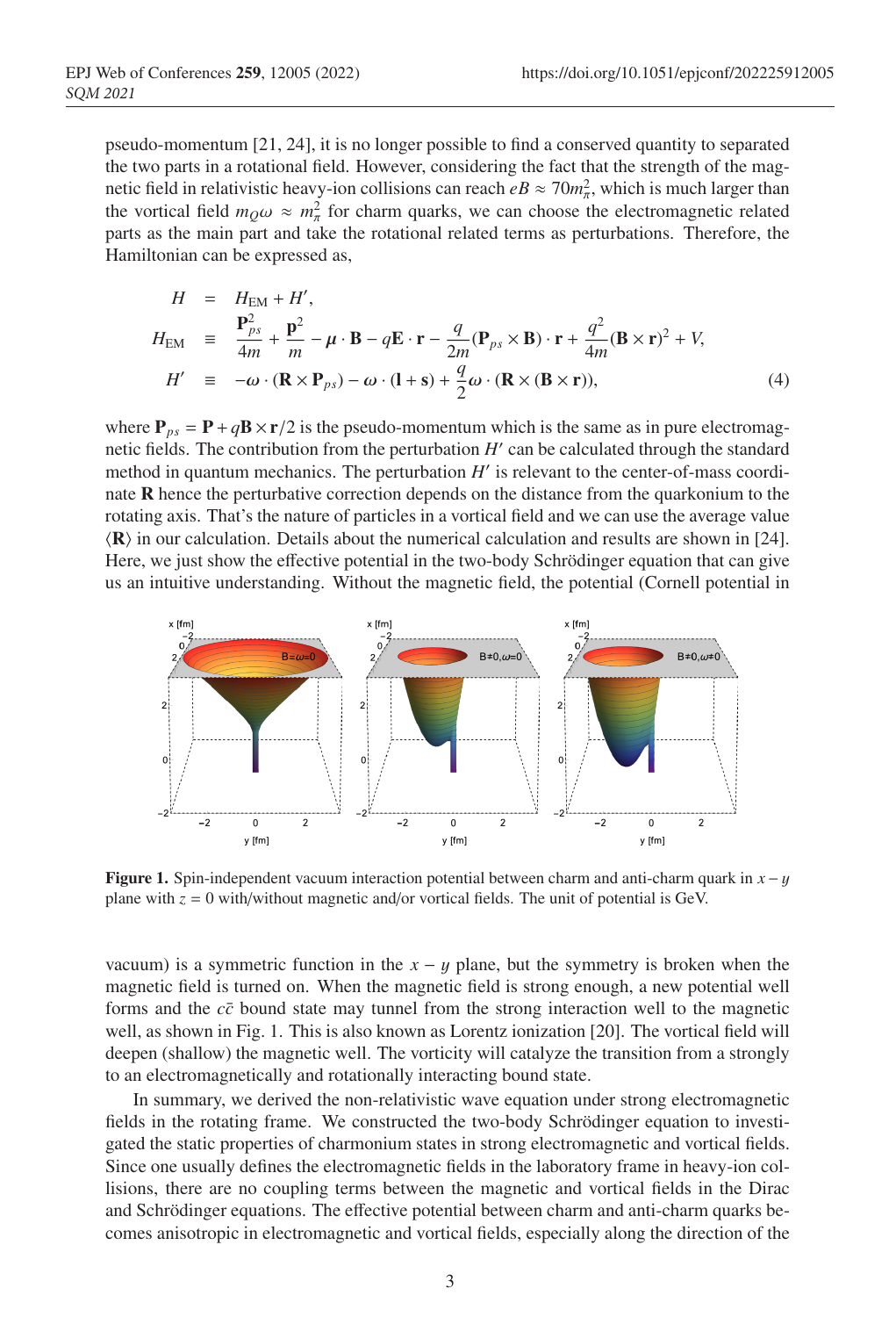pseudo-momentum [21, 24], it is no longer possible to find a conserved quantity to separated the two parts in a rotational field. However, considering the fact that the strength of the magnetic field in relativistic heavy-ion collisions can reach $eB \approx 70m_\pi^2$, which is much larger than the vortical field $m_Q\omega \approx m_\pi^2$ for charm quarks, we can choose the electromagnetic related parts as the main part and take the rotational related terms as perturbations. Therefore, the Hamiltonian can be expressed as,

$$
\begin{aligned}
H &= H_{\mathrm{EM}} + H', \\
H_{\mathrm{EM}} &\equiv \frac{\mathbf{P}_{ps}^2}{4m} + \frac{\mathbf{p}^2}{m} - \boldsymbol{\mu}\cdot\mathbf{B} - q\mathbf{E}\cdot\mathbf{r} - \frac{q}{2m}(\mathbf{P}_{ps}\times\mathbf{B})\cdot\mathbf{r} + \frac{q^2}{4m}(\mathbf{B}\times\mathbf{r})^2 + V, \\
H' &\equiv -\boldsymbol{\omega}\cdot(\mathbf{R}\times\mathbf{P}_{ps}) - \boldsymbol{\omega}\cdot(\mathbf{l}+\mathbf{s}) + \frac{q}{2}\boldsymbol{\omega}\cdot(\mathbf{R}\times(\mathbf{B}\times\mathbf{r})),
\end{aligned} \tag{4}
$$

where $\mathbf{P}_{ps} = \mathbf{P} + q\mathbf{B}\times\mathbf{r}/2$ is the pseudo-momentum which is the same as in pure electromagnetic fields. The contribution from the perturbation $H'$ can be calculated through the standard method in quantum mechanics. The perturbation $H'$ is relevant to the center-of-mass coordinate $\mathbf{R}$ hence the perturbative correction depends on the distance from the quarkonium to the rotating axis. That's the nature of particles in a vortical field and we can use the average value $\langle\mathbf{R}\rangle$ in our calculation. Details about the numerical calculation and results are shown in [24]. Here, we just show the effective potential in the two-body Schrödinger equation that can give us an intuitive understanding. Without the magnetic field, the potential (Cornell potential in vacuum) is a symmetric function in the $x-y$ plane, but the symmetry is broken when the magnetic field is turned on. When the magnetic field is strong enough, a new potential well forms and the $c\bar{c}$ bound state may tunnel from the strong interaction well to the magnetic well, as shown in Fig. 1. This is also known as Lorentz ionization [20]. The vortical field will deepen (shallow) the magnetic well. The vorticity will catalyze the transition from a strongly to an electromagnetically and rotationally interacting bound state.

**Figure 1.** Spin-independent vacuum interaction potential between charm and anti-charm quark in $x-y$ plane with $z = 0$ with/without magnetic and/or vortical fields. The unit of potential is GeV.

In summary, we derived the non-relativistic wave equation under strong electromagnetic fields in the rotating frame. We constructed the two-body Schrödinger equation to investigated the static properties of charmonium states in strong electromagnetic and vortical fields. Since one usually defines the electromagnetic fields in the laboratory frame in heavy-ion collisions, there are no coupling terms between the magnetic and vortical fields in the Dirac and Schrödinger equations. The effective potential between charm and anti-charm quarks becomes anisotropic in electromagnetic and vortical fields, especially along the direction of the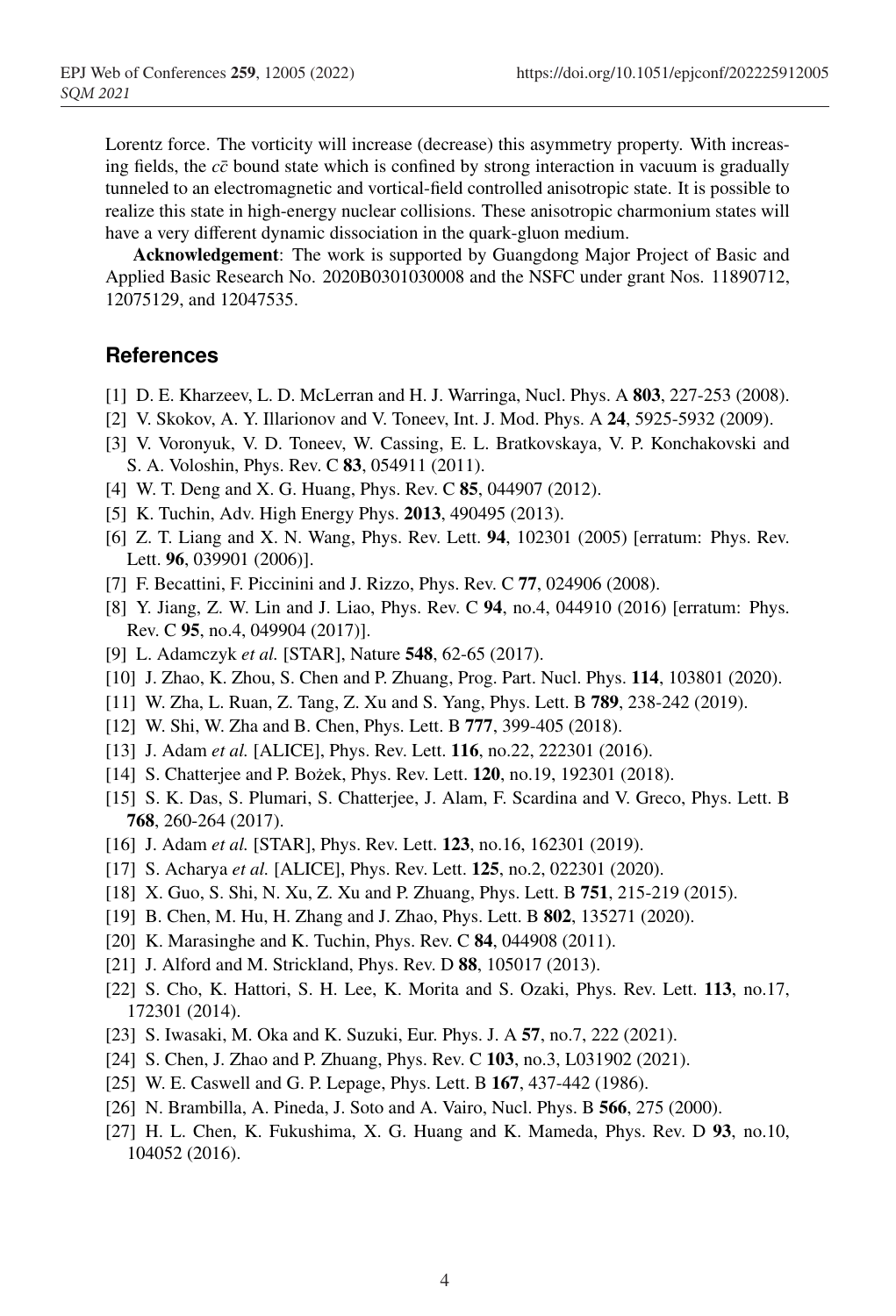Lorentz force. The vorticity will increase (decrease) this asymmetry property. With increasing fields, the $c\bar{c}$ bound state which is confined by strong interaction in vacuum is gradually tunneled to an electromagnetic and vortical-field controlled anisotropic state. It is possible to realize this state in high-energy nuclear collisions. These anisotropic charmonium states will have a very different dynamic dissociation in the quark-gluon medium.

**Acknowledgement**: The work is supported by Guangdong Major Project of Basic and Applied Basic Research No. 2020B0301030008 and the NSFC under grant Nos. 11890712, 12075129, and 12047535.

## References

[1] D. E. Kharzeev, L. D. McLerran and H. J. Warringa, Nucl. Phys. A **803**, 227-253 (2008).

[2] V. Skokov, A. Y. Illarionov and V. Toneev, Int. J. Mod. Phys. A **24**, 5925-5932 (2009).

[3] V. Voronyuk, V. D. Toneev, W. Cassing, E. L. Bratkovskaya, V. P. Konchakovski and S. A. Voloshin, Phys. Rev. C **83**, 054911 (2011).

[4] W. T. Deng and X. G. Huang, Phys. Rev. C **85**, 044907 (2012).

[5] K. Tuchin, Adv. High Energy Phys. **2013**, 490495 (2013).

[6] Z. T. Liang and X. N. Wang, Phys. Rev. Lett. **94**, 102301 (2005) [erratum: Phys. Rev. Lett. **96**, 039901 (2006)].

[7] F. Becattini, F. Piccinini and J. Rizzo, Phys. Rev. C **77**, 024906 (2008).

[8] Y. Jiang, Z. W. Lin and J. Liao, Phys. Rev. C **94**, no.4, 044910 (2016) [erratum: Phys. Rev. C **95**, no.4, 049904 (2017)].

[9] L. Adamczyk *et al.* [STAR], Nature **548**, 62-65 (2017).

[10] J. Zhao, K. Zhou, S. Chen and P. Zhuang, Prog. Part. Nucl. Phys. **114**, 103801 (2020).

[11] W. Zha, L. Ruan, Z. Tang, Z. Xu and S. Yang, Phys. Lett. B **789**, 238-242 (2019).

[12] W. Shi, W. Zha and B. Chen, Phys. Lett. B **777**, 399-405 (2018).

[13] J. Adam *et al.* [ALICE], Phys. Rev. Lett. **116**, no.22, 222301 (2016).

[14] S. Chatterjee and P. Bożek, Phys. Rev. Lett. **120**, no.19, 192301 (2018).

[15] S. K. Das, S. Plumari, S. Chatterjee, J. Alam, F. Scardina and V. Greco, Phys. Lett. B **768**, 260-264 (2017).

[16] J. Adam *et al.* [STAR], Phys. Rev. Lett. **123**, no.16, 162301 (2019).

[17] S. Acharya *et al.* [ALICE], Phys. Rev. Lett. **125**, no.2, 022301 (2020).

[18] X. Guo, S. Shi, N. Xu, Z. Xu and P. Zhuang, Phys. Lett. B **751**, 215-219 (2015).

[19] B. Chen, M. Hu, H. Zhang and J. Zhao, Phys. Lett. B **802**, 135271 (2020).

[20] K. Marasinghe and K. Tuchin, Phys. Rev. C **84**, 044908 (2011).

[21] J. Alford and M. Strickland, Phys. Rev. D **88**, 105017 (2013).

[22] S. Cho, K. Hattori, S. H. Lee, K. Morita and S. Ozaki, Phys. Rev. Lett. **113**, no.17, 172301 (2014).

[23] S. Iwasaki, M. Oka and K. Suzuki, Eur. Phys. J. A **57**, no.7, 222 (2021).

[24] S. Chen, J. Zhao and P. Zhuang, Phys. Rev. C **103**, no.3, L031902 (2021).

[25] W. E. Caswell and G. P. Lepage, Phys. Lett. B **167**, 437-442 (1986).

[26] N. Brambilla, A. Pineda, J. Soto and A. Vairo, Nucl. Phys. B **566**, 275 (2000).

[27] H. L. Chen, K. Fukushima, X. G. Huang and K. Mameda, Phys. Rev. D **93**, no.10, 104052 (2016).